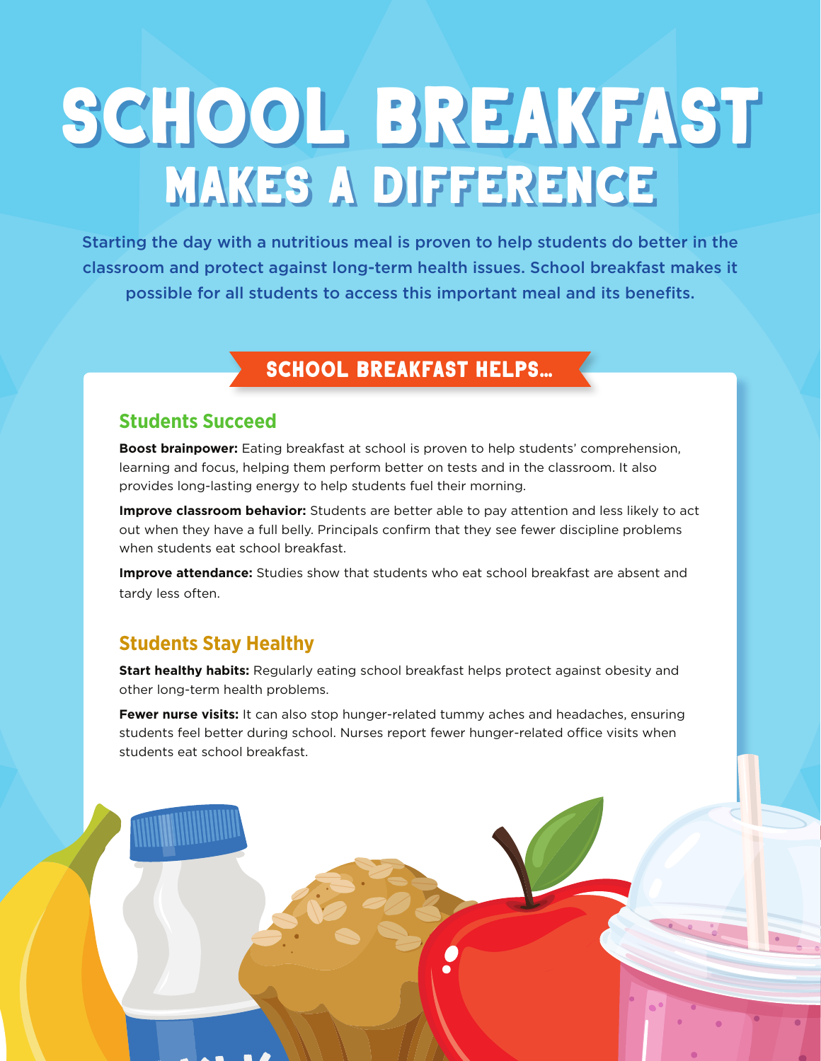# SCHOOL BREAKFAST
## MAKES A DIFFERENCE

Starting the day with a nutritious meal is proven to help students do better in the classroom and protect against long-term health issues. School breakfast makes it possible for all students to access this important meal and its benefits.

## SCHOOL BREAKFAST HELPS...

### Students Succeed

**Boost brainpower:** Eating breakfast at school is proven to help students' comprehension, learning and focus, helping them perform better on tests and in the classroom. It also provides long-lasting energy to help students fuel their morning.

**Improve classroom behavior:** Students are better able to pay attention and less likely to act out when they have a full belly. Principals confirm that they see fewer discipline problems when students eat school breakfast.

**Improve attendance:** Studies show that students who eat school breakfast are absent and tardy less often.

### Students Stay Healthy

**Start healthy habits:** Regularly eating school breakfast helps protect against obesity and other long-term health problems.

**Fewer nurse visits:** It can also stop hunger-related tummy aches and headaches, ensuring students feel better during school. Nurses report fewer hunger-related office visits when students eat school breakfast.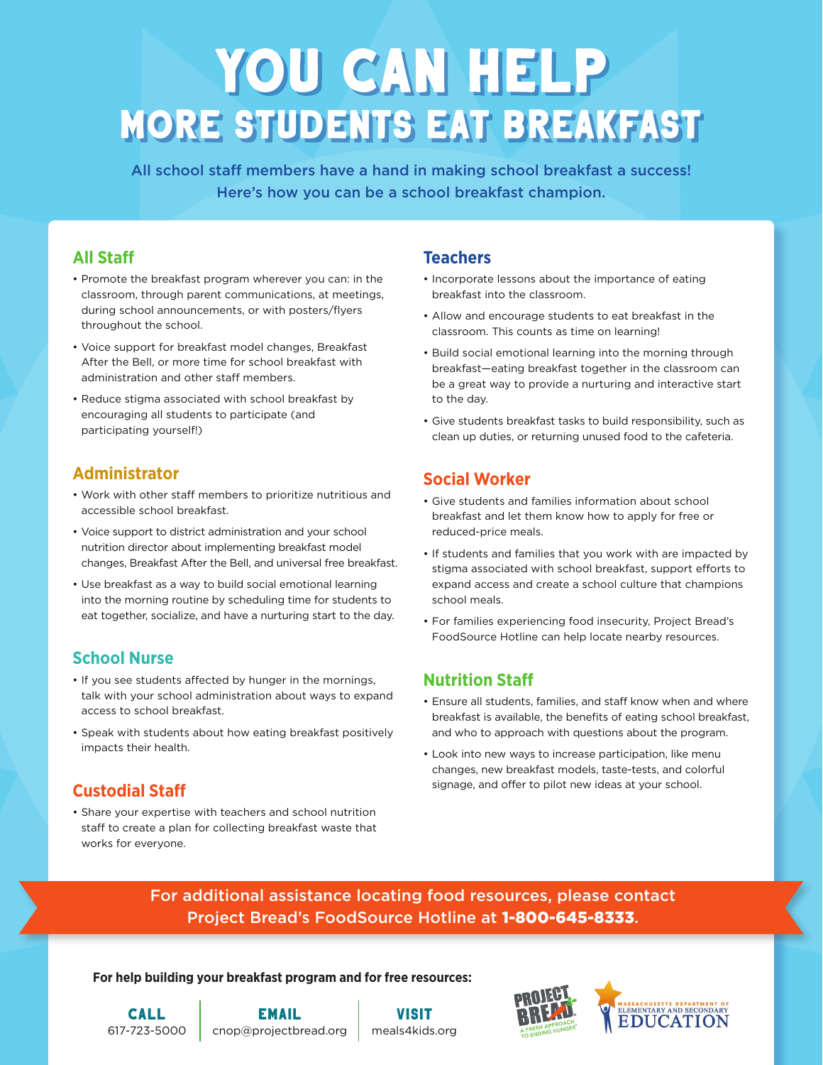# YOU CAN HELP MORE STUDENTS EAT BREAKFAST

All school staff members have a hand in making school breakfast a success! Here's how you can be a school breakfast champion.

## All Staff

- Promote the breakfast program wherever you can: in the classroom, through parent communications, at meetings, during school announcements, or with posters/flyers throughout the school.
- Voice support for breakfast model changes, Breakfast After the Bell, or more time for school breakfast with administration and other staff members.
- Reduce stigma associated with school breakfast by encouraging all students to participate (and participating yourself!)

## Administrator

- Work with other staff members to prioritize nutritious and accessible school breakfast.
- Voice support to district administration and your school nutrition director about implementing breakfast model changes, Breakfast After the Bell, and universal free breakfast.
- Use breakfast as a way to build social emotional learning into the morning routine by scheduling time for students to eat together, socialize, and have a nurturing start to the day.

## School Nurse

- If you see students affected by hunger in the mornings, talk with your school administration about ways to expand access to school breakfast.
- Speak with students about how eating breakfast positively impacts their health.

## Custodial Staff

- Share your expertise with teachers and school nutrition staff to create a plan for collecting breakfast waste that works for everyone.

## Teachers

- Incorporate lessons about the importance of eating breakfast into the classroom.
- Allow and encourage students to eat breakfast in the classroom. This counts as time on learning!
- Build social emotional learning into the morning through breakfast—eating breakfast together in the classroom can be a great way to provide a nurturing and interactive start to the day.
- Give students breakfast tasks to build responsibility, such as clean up duties, or returning unused food to the cafeteria.

## Social Worker

- Give students and families information about school breakfast and let them know how to apply for free or reduced-price meals.
- If students and families that you work with are impacted by stigma associated with school breakfast, support efforts to expand access and create a school culture that champions school meals.
- For families experiencing food insecurity, Project Bread's FoodSource Hotline can help locate nearby resources.

## Nutrition Staff

- Ensure all students, families, and staff know when and where breakfast is available, the benefits of eating school breakfast, and who to approach with questions about the program.
- Look into new ways to increase participation, like menu changes, new breakfast models, taste-tests, and colorful signage, and offer to pilot new ideas at your school.

For additional assistance locating food resources, please contact Project Bread's FoodSource Hotline at **1-800-645-8333**.

**For help building your breakfast program and for free resources:**

**CALL** 617-723-5000

**EMAIL** cnop@projectbread.org

**VISIT** meals4kids.org

PROJECT BREAD — A FRESH APPROACH TO ENDING HUNGER

MASSACHUSETTS DEPARTMENT OF ELEMENTARY AND SECONDARY EDUCATION